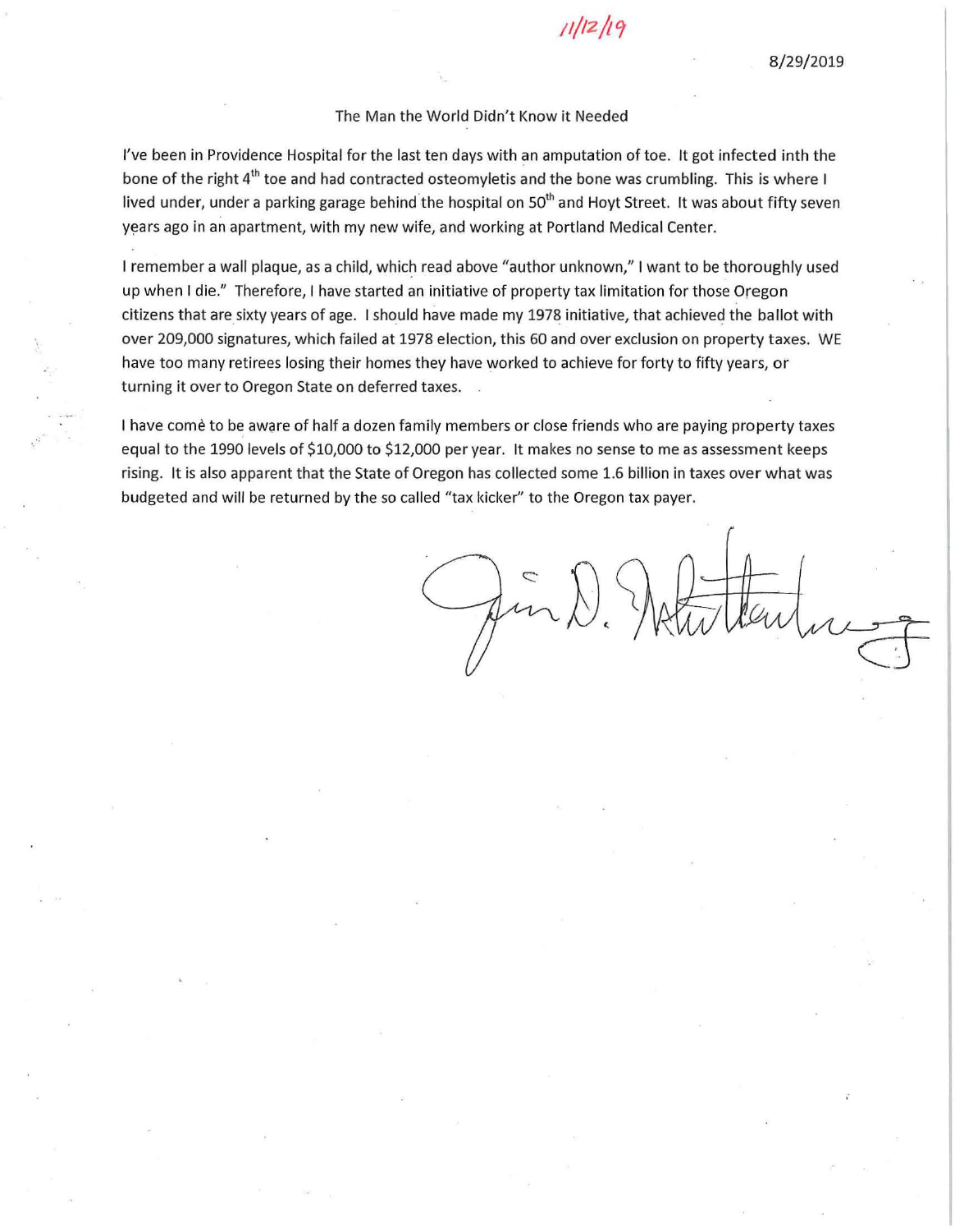11/12/19

8/29/2019

The Man the World Didn't Know it Needed

I've been in Providence Hospital for the last ten days with an amputation of toe. It got infected inth the bone of the right 4th toe and had contracted osteomyletis and the bone was crumbling. This is where I lived under, under a parking garage behind the hospital on 50th and Hoyt Street. It was about fifty seven years ago in an apartment, with my new wife, and working at Portland Medical Center.

I remember a wall plaque, as a child, which read above "author unknown," I want to be thoroughly used up when I die." Therefore, I have started an initiative of property tax limitation for those Oregon citizens that are sixty years of age. I should have made my 1978 initiative, that achieved the ballot with over 209,000 signatures, which failed at 1978 election, this 60 and over exclusion on property taxes. WE have too many retirees losing their homes they have worked to achieve for forty to fifty years, or turning it over to Oregon State on deferred taxes.

I have come to be aware of half a dozen family members or close friends who are paying property taxes equal to the 1990 levels of $10,000 to $12,000 per year. It makes no sense to me as assessment keeps rising. It is also apparent that the State of Oregon has collected some 1.6 billion in taxes over what was budgeted and will be returned by the so called "tax kicker" to the Oregon tax payer.

Jim D. Whittenburg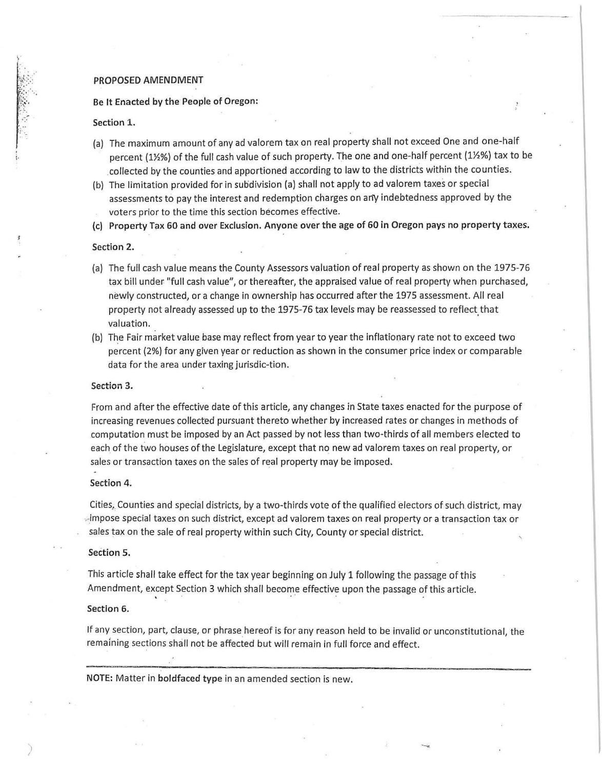PROPOSED AMENDMENT

**Be It Enacted by the People of Oregon:**

**Section 1.**

(a) The maximum amount of any ad valorem tax on real property shall not exceed One and one-half percent (1½%) of the full cash value of such property. The one and one-half percent (1½%) tax to be collected by the counties and apportioned according to law to the districts within the counties.

(b) The limitation provided for in subdivision (a) shall not apply to ad valorem taxes or special assessments to pay the interest and redemption charges on any indebtedness approved by the voters prior to the time this section becomes effective.

(c) **Property Tax 60 and over Exclusion. Anyone over the age of 60 in Oregon pays no property taxes.**

**Section 2.**

(a) The full cash value means the County Assessors valuation of real property as shown on the 1975-76 tax bill under "full cash value", or thereafter, the appraised value of real property when purchased, newly constructed, or a change in ownership has occurred after the 1975 assessment. All real property not already assessed up to the 1975-76 tax levels may be reassessed to reflect that valuation.

(b) The Fair market value base may reflect from year to year the inflationary rate not to exceed two percent (2%) for any given year or reduction as shown in the consumer price index or comparable data for the area under taxing jurisdic-tion.

**Section 3.**

From and after the effective date of this article, any changes in State taxes enacted for the purpose of increasing revenues collected pursuant thereto whether by increased rates or changes in methods of computation must be imposed by an Act passed by not less than two-thirds of all members elected to each of the two houses of the Legislature, except that no new ad valorem taxes on real property, or sales or transaction taxes on the sales of real property may be imposed.

**Section 4.**

Cities, Counties and special districts, by a two-thirds vote of the qualified electors of such district, may impose special taxes on such district, except ad valorem taxes on real property or a transaction tax or sales tax on the sale of real property within such City, County or special district.

**Section 5.**

This article shall take effect for the tax year beginning on July 1 following the passage of this Amendment, except Section 3 which shall become effective upon the passage of this article.

**Section 6.**

If any section, part, clause, or phrase hereof is for any reason held to be invalid or unconstitutional, the remaining sections shall not be affected but will remain in full force and effect.

---

**NOTE:** Matter in **boldfaced type** in an amended section is new.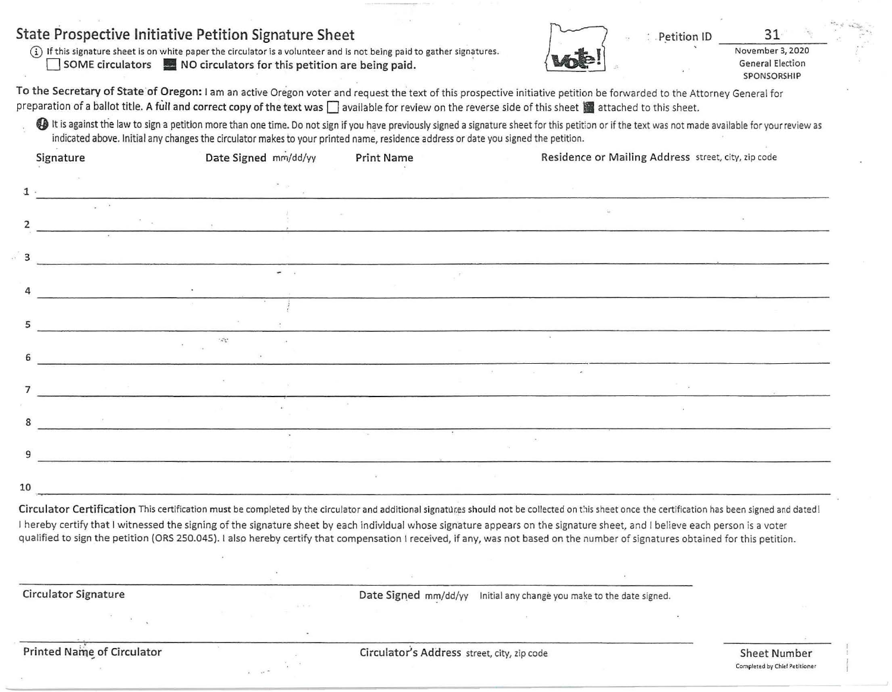# State Prospective Initiative Petition Signature Sheet

ⓘ If this signature sheet is on white paper the circulator is a volunteer and is not being paid to gather signatures.

☐ SOME circulators ■ NO circulators for this petition are being paid.

Vote!

Petition ID 31

November 3, 2020
General Election
SPONSORSHIP

**To the Secretary of State of Oregon:** I am an active Oregon voter and request the text of this prospective initiative petition be forwarded to the Attorney General for preparation of a ballot title. **A full and correct copy of the text was** ☐ available for review on the reverse side of this sheet ■ attached to this sheet.

It is against the law to sign a petition more than one time. Do not sign if you have previously signed a signature sheet for this petition or if the text was not made available for your review as indicated above. Initial any changes the circulator makes to your printed name, residence address or date you signed the petition.

| | Signature | Date Signed mm/dd/yy | Print Name | Residence or Mailing Address street, city, zip code |
|---|---|---|---|---|
| 1 | | | | |
| 2 | | | | |
| 3 | | | | |
| 4 | | | | |
| 5 | | | | |
| 6 | | | | |
| 7 | | | | |
| 8 | | | | |
| 9 | | | | |
| 10 | | | | |

**Circulator Certification** This certification must be completed by the circulator and additional signatures should not be collected on this sheet once the certification has been signed and dated!

I hereby certify that I witnessed the signing of the signature sheet by each individual whose signature appears on the signature sheet, and I believe each person is a voter qualified to sign the petition (ORS 250.045). I also hereby certify that compensation I received, if any, was not based on the number of signatures obtained for this petition.

Circulator Signature

Date Signed mm/dd/yy Initial any change you make to the date signed.

Printed Name of Circulator

Circulator's Address street, city, zip code

Sheet Number
Completed by Chief Petitioner